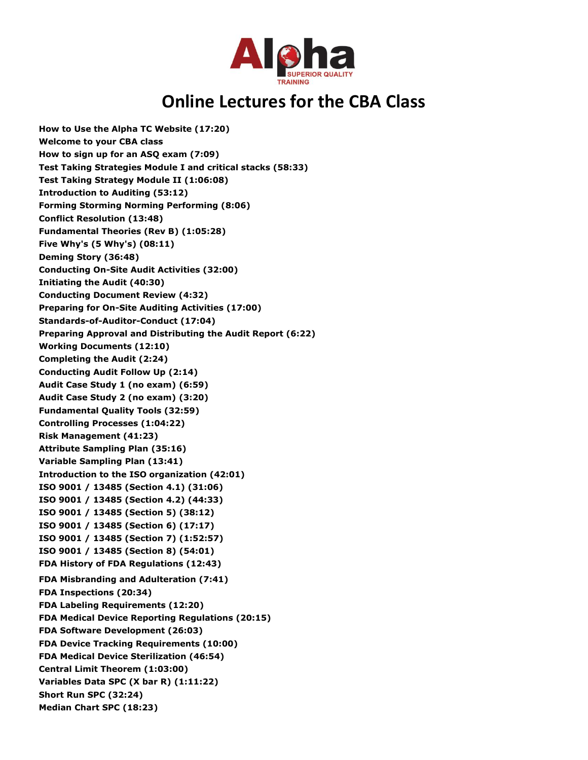# Online Lectures for the CBA Class

**How to Use the Alpha TC Website (17:20)**
**Welcome to your CBA class**
**How to sign up for an ASQ exam (7:09)**
**Test Taking Strategies Module I and critical stacks (58:33)**
**Test Taking Strategy Module II (1:06:08)**
**Introduction to Auditing (53:12)**
**Forming Storming Norming Performing (8:06)**
**Conflict Resolution (13:48)**
**Fundamental Theories (Rev B) (1:05:28)**
**Five Why's (5 Why's) (08:11)**
**Deming Story (36:48)**
**Conducting On-Site Audit Activities (32:00)**
**Initiating the Audit (40:30)**
**Conducting Document Review (4:32)**
**Preparing for On-Site Auditing Activities (17:00)**
**Standards-of-Auditor-Conduct (17:04)**
**Preparing Approval and Distributing the Audit Report (6:22)**
**Working Documents (12:10)**
**Completing the Audit (2:24)**
**Conducting Audit Follow Up (2:14)**
**Audit Case Study 1 (no exam) (6:59)**
**Audit Case Study 2 (no exam) (3:20)**
**Fundamental Quality Tools (32:59)**
**Controlling Processes (1:04:22)**
**Risk Management (41:23)**
**Attribute Sampling Plan (35:16)**
**Variable Sampling Plan (13:41)**
**Introduction to the ISO organization (42:01)**
**ISO 9001 / 13485 (Section 4.1) (31:06)**
**ISO 9001 / 13485 (Section 4.2) (44:33)**
**ISO 9001 / 13485 (Section 5) (38:12)**
**ISO 9001 / 13485 (Section 6) (17:17)**
**ISO 9001 / 13485 (Section 7) (1:52:57)**
**ISO 9001 / 13485 (Section 8) (54:01)**
**FDA History of FDA Regulations (12:43)**
**FDA Misbranding and Adulteration (7:41)**
**FDA Inspections (20:34)**
**FDA Labeling Requirements (12:20)**
**FDA Medical Device Reporting Regulations (20:15)**
**FDA Software Development (26:03)**
**FDA Device Tracking Requirements (10:00)**
**FDA Medical Device Sterilization (46:54)**
**Central Limit Theorem (1:03:00)**
**Variables Data SPC (X bar R) (1:11:22)**
**Short Run SPC (32:24)**
**Median Chart SPC (18:23)**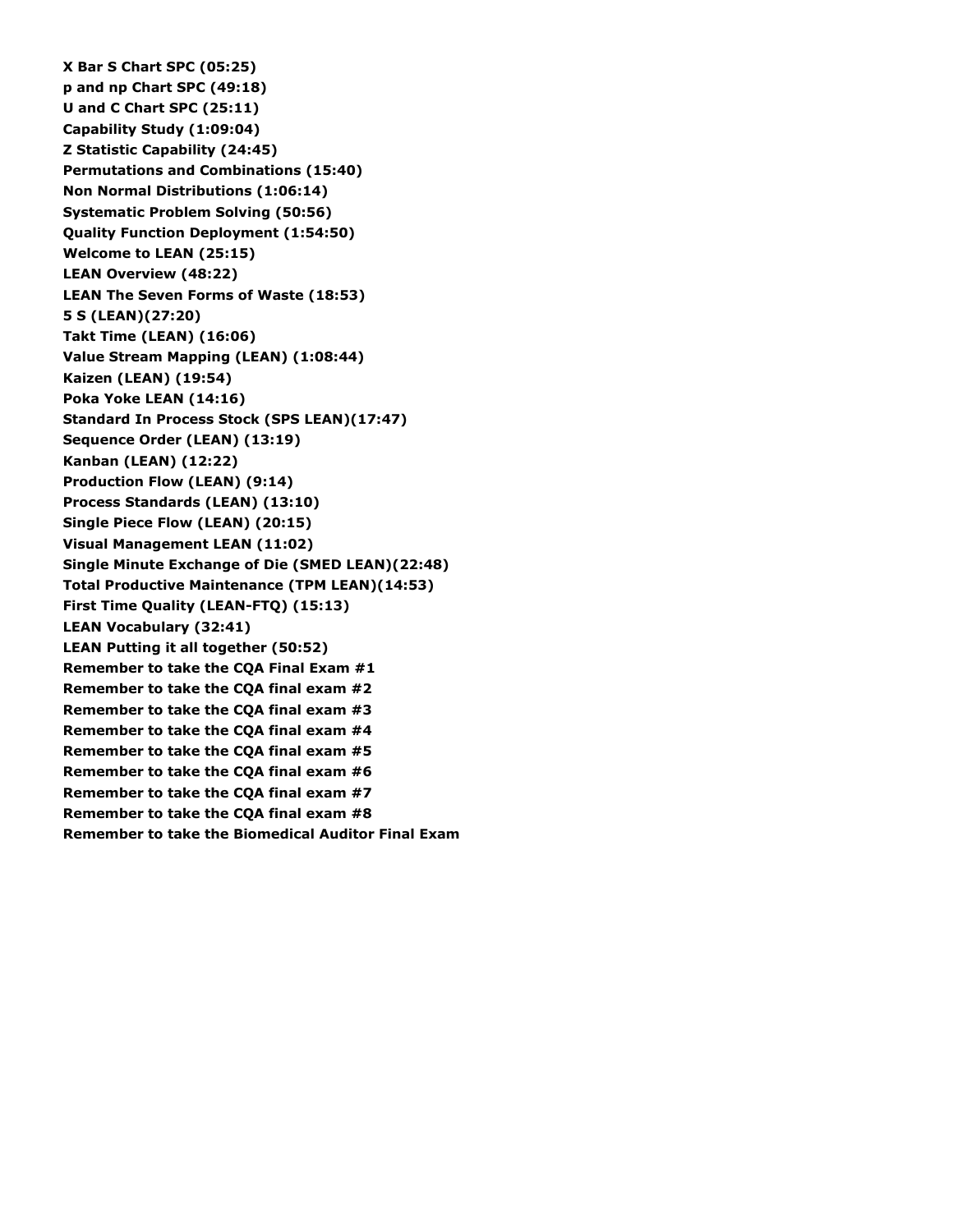**X Bar S Chart SPC (05:25)**
**p and np Chart SPC (49:18)**
**U and C Chart SPC (25:11)**
**Capability Study (1:09:04)**
**Z Statistic Capability (24:45)**
**Permutations and Combinations (15:40)**
**Non Normal Distributions (1:06:14)**
**Systematic Problem Solving (50:56)**
**Quality Function Deployment (1:54:50)**
**Welcome to LEAN (25:15)**
**LEAN Overview (48:22)**
**LEAN The Seven Forms of Waste (18:53)**
**5 S (LEAN)(27:20)**
**Takt Time (LEAN) (16:06)**
**Value Stream Mapping (LEAN) (1:08:44)**
**Kaizen (LEAN) (19:54)**
**Poka Yoke LEAN (14:16)**
**Standard In Process Stock (SPS LEAN)(17:47)**
**Sequence Order (LEAN) (13:19)**
**Kanban (LEAN) (12:22)**
**Production Flow (LEAN) (9:14)**
**Process Standards (LEAN) (13:10)**
**Single Piece Flow (LEAN) (20:15)**
**Visual Management LEAN (11:02)**
**Single Minute Exchange of Die (SMED LEAN)(22:48)**
**Total Productive Maintenance (TPM LEAN)(14:53)**
**First Time Quality (LEAN-FTQ) (15:13)**
**LEAN Vocabulary (32:41)**
**LEAN Putting it all together (50:52)**
**Remember to take the CQA Final Exam #1**
**Remember to take the CQA final exam #2**
**Remember to take the CQA final exam #3**
**Remember to take the CQA final exam #4**
**Remember to take the CQA final exam #5**
**Remember to take the CQA final exam #6**
**Remember to take the CQA final exam #7**
**Remember to take the CQA final exam #8**
**Remember to take the Biomedical Auditor Final Exam**